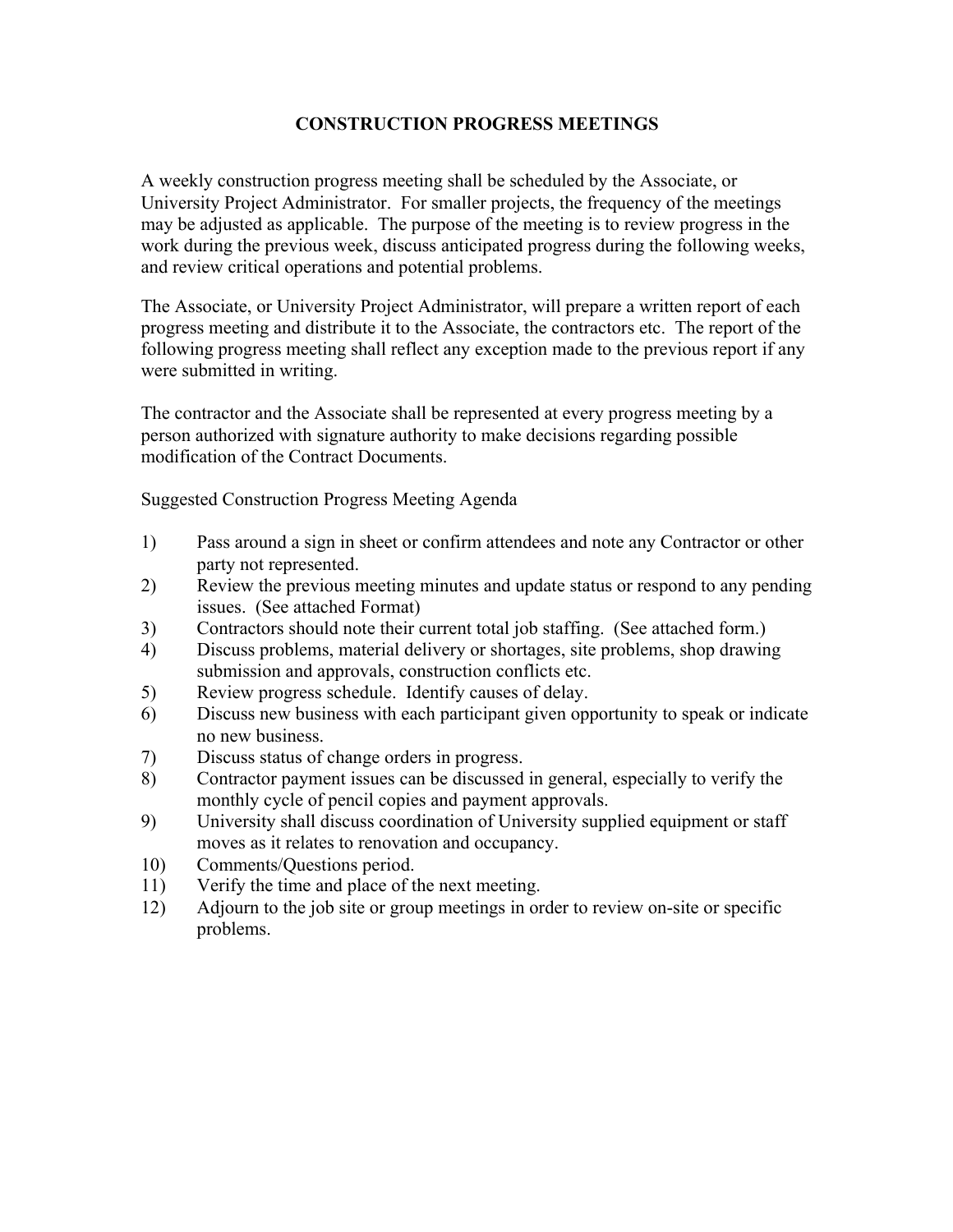# CONSTRUCTION PROGRESS MEETINGS

A weekly construction progress meeting shall be scheduled by the Associate, or University Project Administrator. For smaller projects, the frequency of the meetings may be adjusted as applicable. The purpose of the meeting is to review progress in the work during the previous week, discuss anticipated progress during the following weeks, and review critical operations and potential problems.

The Associate, or University Project Administrator, will prepare a written report of each progress meeting and distribute it to the Associate, the contractors etc. The report of the following progress meeting shall reflect any exception made to the previous report if any were submitted in writing.

The contractor and the Associate shall be represented at every progress meeting by a person authorized with signature authority to make decisions regarding possible modification of the Contract Documents.

Suggested Construction Progress Meeting Agenda

1) Pass around a sign in sheet or confirm attendees and note any Contractor or other party not represented.
2) Review the previous meeting minutes and update status or respond to any pending issues. (See attached Format)
3) Contractors should note their current total job staffing. (See attached form.)
4) Discuss problems, material delivery or shortages, site problems, shop drawing submission and approvals, construction conflicts etc.
5) Review progress schedule. Identify causes of delay.
6) Discuss new business with each participant given opportunity to speak or indicate no new business.
7) Discuss status of change orders in progress.
8) Contractor payment issues can be discussed in general, especially to verify the monthly cycle of pencil copies and payment approvals.
9) University shall discuss coordination of University supplied equipment or staff moves as it relates to renovation and occupancy.
10) Comments/Questions period.
11) Verify the time and place of the next meeting.
12) Adjourn to the job site or group meetings in order to review on-site or specific problems.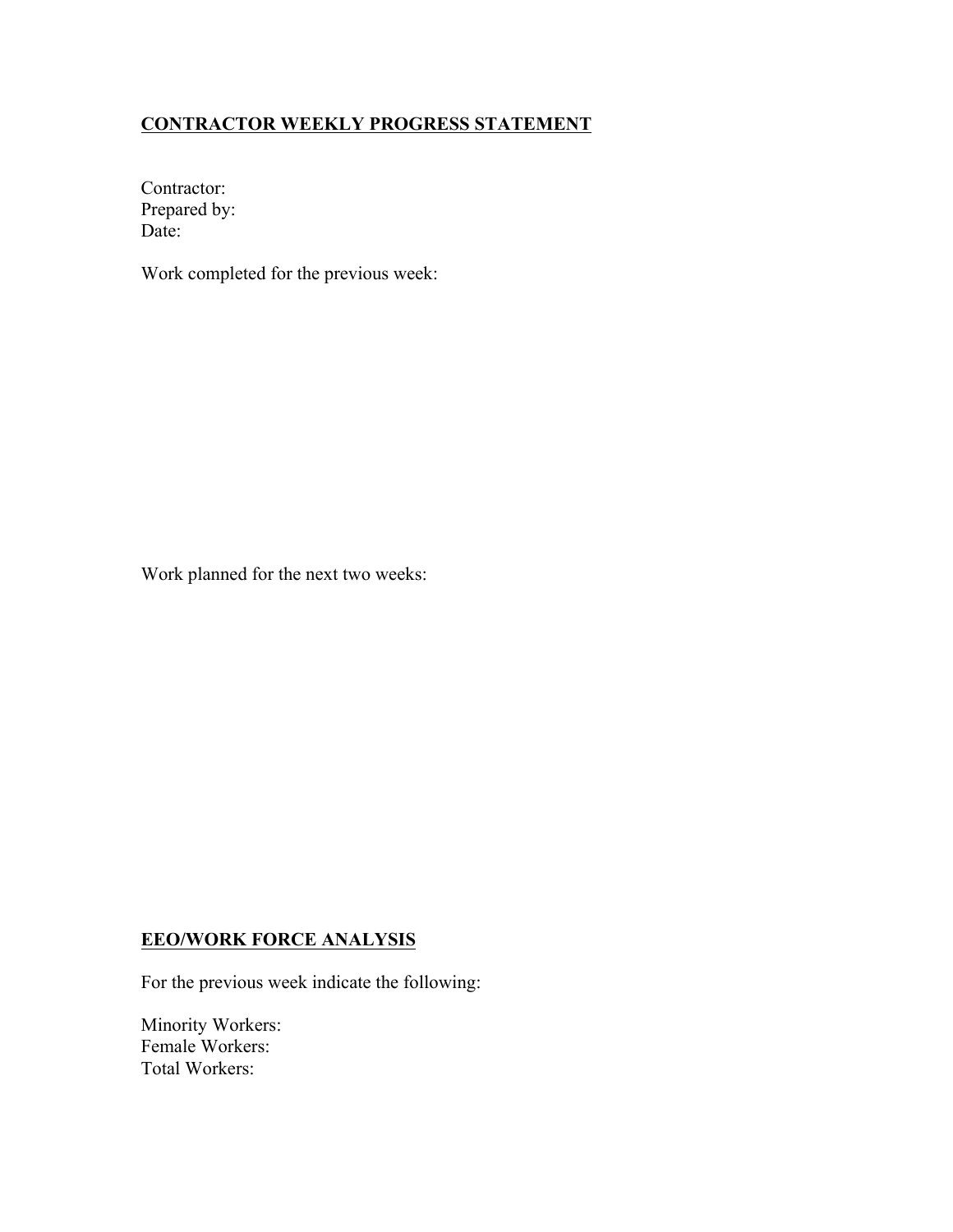## CONTRACTOR WEEKLY PROGRESS STATEMENT

Contractor:
Prepared by:
Date:

Work completed for the previous week:

Work planned for the next two weeks:

## EEO/WORK FORCE ANALYSIS

For the previous week indicate the following:

Minority Workers:
Female Workers:
Total Workers: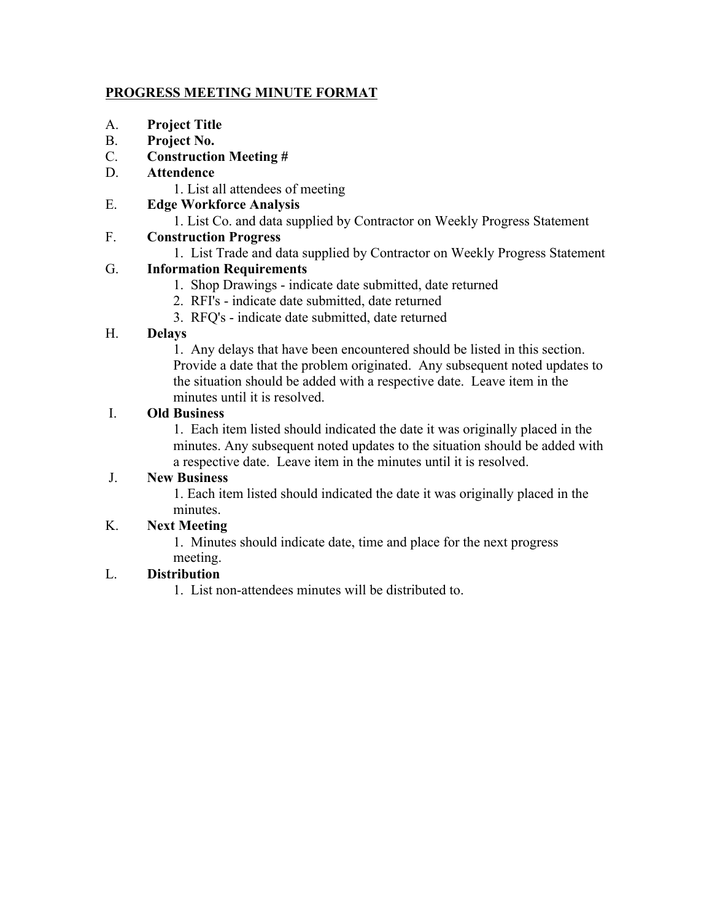**PROGRESS MEETING MINUTE FORMAT**

A. **Project Title**

B. **Project No.**

C. **Construction Meeting #**

D. **Attendence**
   1. List all attendees of meeting

E. **Edge Workforce Analysis**
   1. List Co. and data supplied by Contractor on Weekly Progress Statement

F. **Construction Progress**
   1. List Trade and data supplied by Contractor on Weekly Progress Statement

G. **Information Requirements**
   1. Shop Drawings - indicate date submitted, date returned
   2. RFI's - indicate date submitted, date returned
   3. RFQ's - indicate date submitted, date returned

H. **Delays**
   1. Any delays that have been encountered should be listed in this section. Provide a date that the problem originated. Any subsequent noted updates to the situation should be added with a respective date. Leave item in the minutes until it is resolved.

I. **Old Business**
   1. Each item listed should indicated the date it was originally placed in the minutes. Any subsequent noted updates to the situation should be added with a respective date. Leave item in the minutes until it is resolved.

J. **New Business**
   1. Each item listed should indicated the date it was originally placed in the minutes.

K. **Next Meeting**
   1. Minutes should indicate date, time and place for the next progress meeting.

L. **Distribution**
   1. List non-attendees minutes will be distributed to.